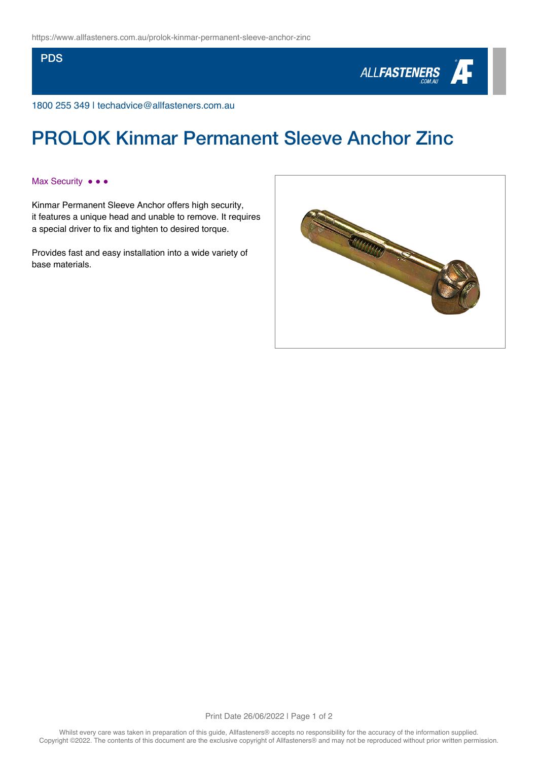PDS

1800 255 349 | techadvice@allfasteners.com.au

# PROLOK Kinmar Permanent Sleeve Anchor Zinc

Max Security ● ● ●

Kinmar Permanent Sleeve Anchor offers high security, it features a unique head and unable to remove. It requires a special driver to fix and tighten to desired torque.

Provides fast and easy installation into a wide variety of base materials.

Whilst every care was taken in preparation of this guide, Allfasteners® accepts no responsibility for the accuracy of the information supplied.
Copyright ©2022. The contents of this document are the exclusive copyright of Allfasteners® and may not be reproduced without prior written permission.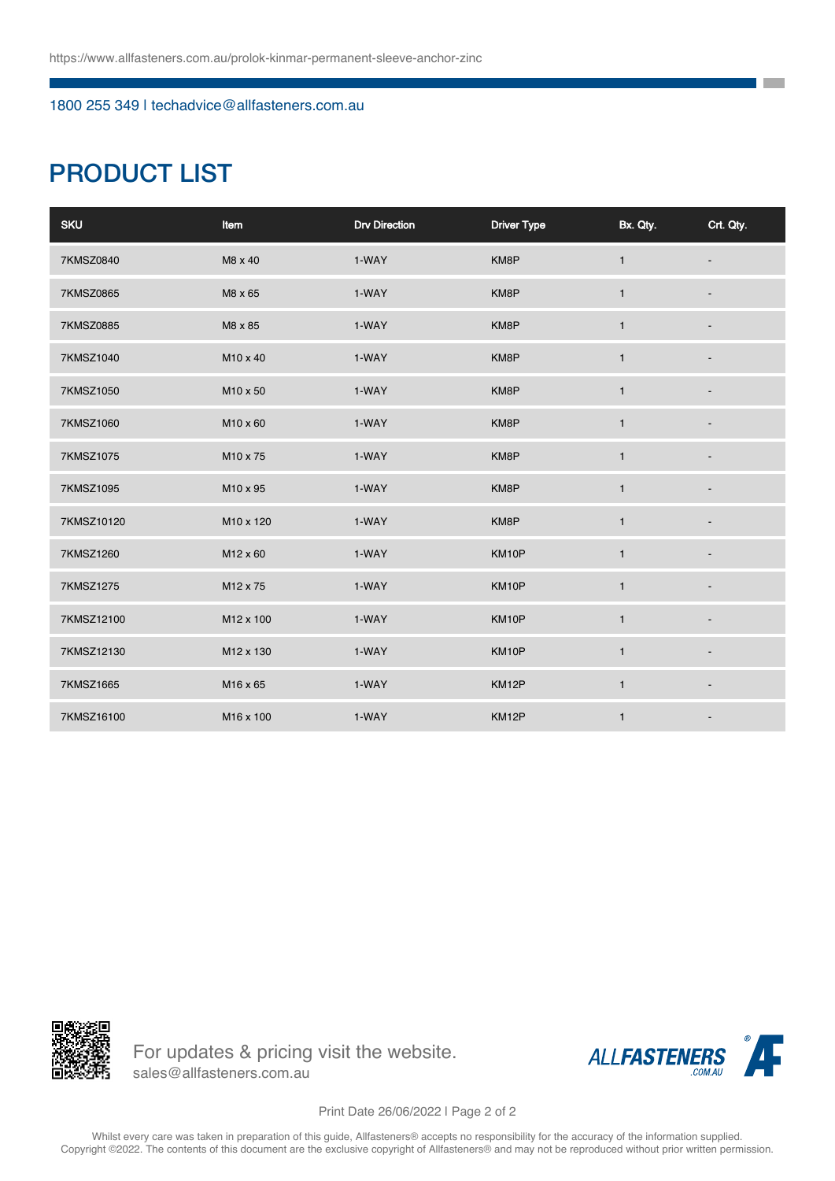https://www.allfasteners.com.au/prolok-kinmar-permanent-sleeve-anchor-zinc

1800 255 349 | techadvice@allfasteners.com.au

# PRODUCT LIST

| SKU | Item | Drv Direction | Driver Type | Bx. Qty. | Crt. Qty. |
|---|---|---|---|---|---|
| 7KMSZ0840 | M8 x 40 | 1-WAY | KM8P | 1 | - |
| 7KMSZ0865 | M8 x 65 | 1-WAY | KM8P | 1 | - |
| 7KMSZ0885 | M8 x 85 | 1-WAY | KM8P | 1 | - |
| 7KMSZ1040 | M10 x 40 | 1-WAY | KM8P | 1 | - |
| 7KMSZ1050 | M10 x 50 | 1-WAY | KM8P | 1 | - |
| 7KMSZ1060 | M10 x 60 | 1-WAY | KM8P | 1 | - |
| 7KMSZ1075 | M10 x 75 | 1-WAY | KM8P | 1 | - |
| 7KMSZ1095 | M10 x 95 | 1-WAY | KM8P | 1 | - |
| 7KMSZ10120 | M10 x 120 | 1-WAY | KM8P | 1 | - |
| 7KMSZ1260 | M12 x 60 | 1-WAY | KM10P | 1 | - |
| 7KMSZ1275 | M12 x 75 | 1-WAY | KM10P | 1 | - |
| 7KMSZ12100 | M12 x 100 | 1-WAY | KM10P | 1 | - |
| 7KMSZ12130 | M12 x 130 | 1-WAY | KM10P | 1 | - |
| 7KMSZ1665 | M16 x 65 | 1-WAY | KM12P | 1 | - |
| 7KMSZ16100 | M16 x 100 | 1-WAY | KM12P | 1 | - |

For updates & pricing visit the website.
sales@allfasteners.com.au

Print Date 26/06/2022

Whilst every care was taken in preparation of this guide, Allfasteners® accepts no responsibility for the accuracy of the information supplied. Copyright ©2022. The contents of this document are the exclusive copyright of Allfasteners® and may not be reproduced without prior written permission.